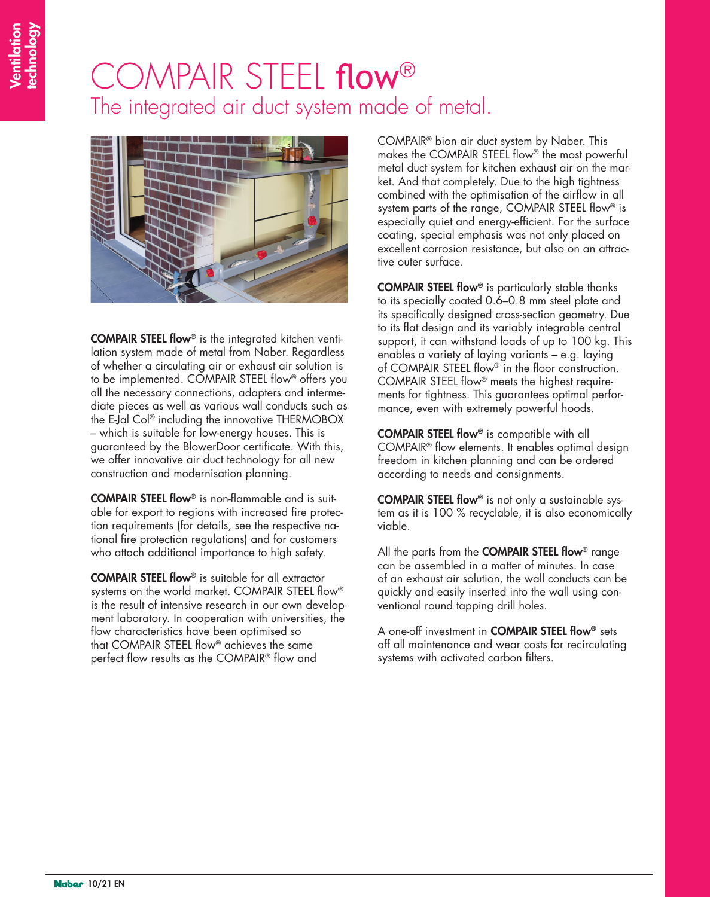# COMPAIR STEEL flow®

## The integrated air duct system made of metal.

**COMPAIR STEEL flow®** is the integrated kitchen ventilation system made of metal from Naber. Regardless of whether a circulating air or exhaust air solution is to be implemented. COMPAIR STEEL flow® offers you all the necessary connections, adapters and intermediate pieces as well as various wall conducts such as the E-Jal Col® including the innovative THERMOBOX – which is suitable for low-energy houses. This is guaranteed by the BlowerDoor certificate. With this, we offer innovative air duct technology for all new construction and modernisation planning.

**COMPAIR STEEL flow®** is non-flammable and is suitable for export to regions with increased fire protection requirements (for details, see the respective national fire protection regulations) and for customers who attach additional importance to high safety.

**COMPAIR STEEL flow®** is suitable for all extractor systems on the world market. COMPAIR STEEL flow® is the result of intensive research in our own development laboratory. In cooperation with universities, the flow characteristics have been optimised so that COMPAIR STEEL flow® achieves the same perfect flow results as the COMPAIR® flow and COMPAIR® bion air duct system by Naber. This makes the COMPAIR STEEL flow® the most powerful metal duct system for kitchen exhaust air on the market. And that completely. Due to the high tightness combined with the optimisation of the airflow in all system parts of the range, COMPAIR STEEL flow® is especially quiet and energy-efficient. For the surface coating, special emphasis was not only placed on excellent corrosion resistance, but also on an attractive outer surface.

**COMPAIR STEEL flow®** is particularly stable thanks to its specially coated 0.6–0.8 mm steel plate and its specifically designed cross-section geometry. Due to its flat design and its variably integrable central support, it can withstand loads of up to 100 kg. This enables a variety of laying variants – e.g. laying of COMPAIR STEEL flow® in the floor construction. COMPAIR STEEL flow® meets the highest requirements for tightness. This guarantees optimal performance, even with extremely powerful hoods.

**COMPAIR STEEL flow®** is compatible with all COMPAIR® flow elements. It enables optimal design freedom in kitchen planning and can be ordered according to needs and consignments.

**COMPAIR STEEL flow®** is not only a sustainable system as it is 100 % recyclable, it is also economically viable.

All the parts from the **COMPAIR STEEL flow®** range can be assembled in a matter of minutes. In case of an exhaust air solution, the wall conducts can be quickly and easily inserted into the wall using conventional round tapping drill holes.

A one-off investment in **COMPAIR STEEL flow®** sets off all maintenance and wear costs for recirculating systems with activated carbon filters.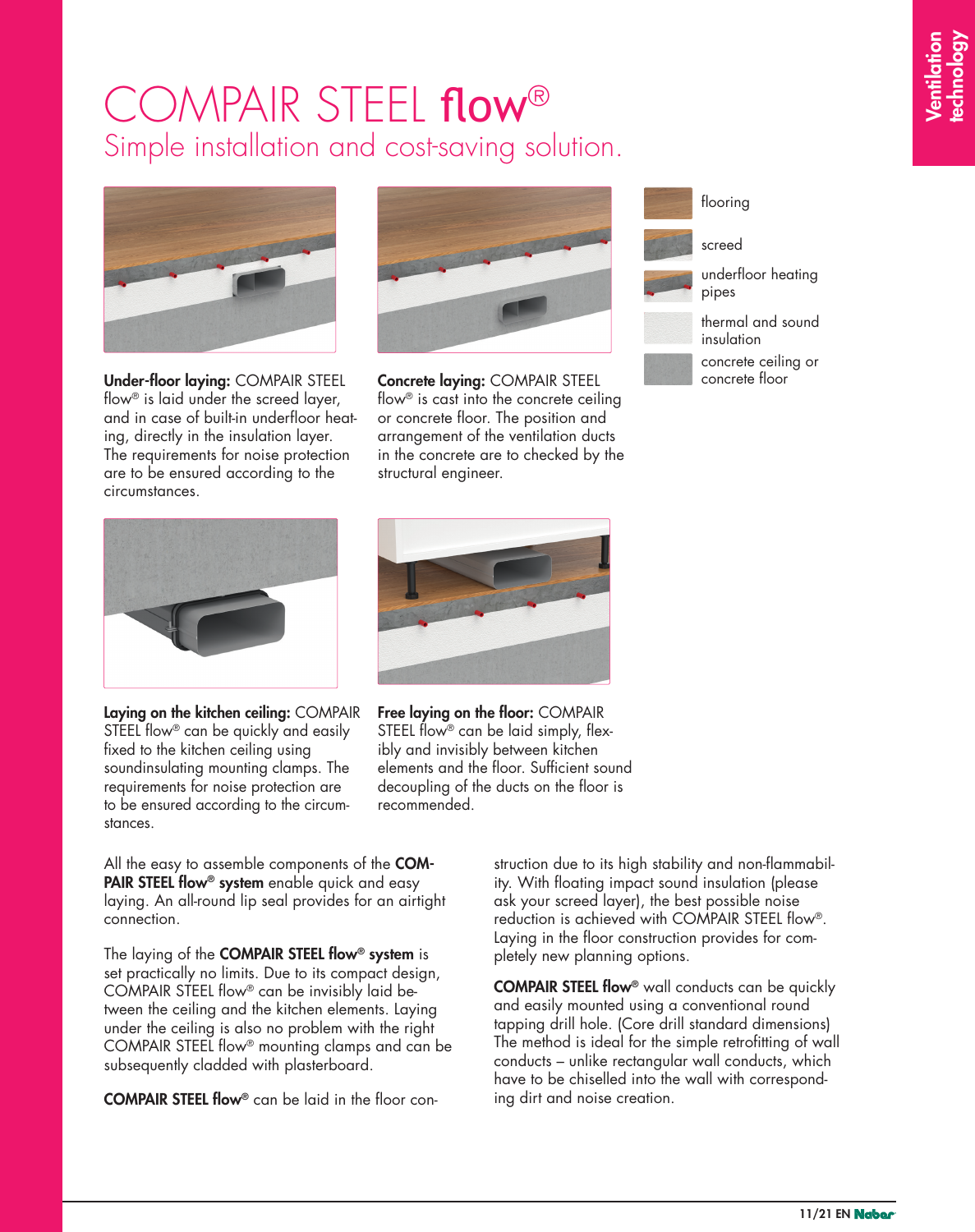# COMPAIR STEEL **flow**®

## Simple installation and cost-saving solution.

flooring

screed

underfloor heating pipes

thermal and sound insulation

concrete ceiling or concrete floor

**Under-floor laying:** COMPAIR STEEL flow® is laid under the screed layer, and in case of built-in underfloor heating, directly in the insulation layer. The requirements for noise protection are to be ensured according to the circumstances.

**Concrete laying:** COMPAIR STEEL flow® is cast into the concrete ceiling or concrete floor. The position and arrangement of the ventilation ducts in the concrete are to checked by the structural engineer.

**Laying on the kitchen ceiling:** COMPAIR STEEL flow® can be quickly and easily fixed to the kitchen ceiling using soundinsulating mounting clamps. The requirements for noise protection are to be ensured according to the circumstances.

**Free laying on the floor:** COMPAIR STEEL flow® can be laid simply, flexibly and invisibly between kitchen elements and the floor. Sufficient sound decoupling of the ducts on the floor is recommended.

All the easy to assemble components of the **COMPAIR STEEL flow® system** enable quick and easy laying. An all-round lip seal provides for an airtight connection.

The laying of the **COMPAIR STEEL flow® system** is set practically no limits. Due to its compact design, COMPAIR STEEL flow® can be invisibly laid between the ceiling and the kitchen elements. Laying under the ceiling is also no problem with the right COMPAIR STEEL flow® mounting clamps and can be subsequently cladded with plasterboard.

**COMPAIR STEEL flow®** can be laid in the floor construction due to its high stability and non-flammability. With floating impact sound insulation (please ask your screed layer), the best possible noise reduction is achieved with COMPAIR STEEL flow®. Laying in the floor construction provides for completely new planning options.

**COMPAIR STEEL flow®** wall conducts can be quickly and easily mounted using a conventional round tapping drill hole. (Core drill standard dimensions) The method is ideal for the simple retrofitting of wall conducts – unlike rectangular wall conducts, which have to be chiselled into the wall with corresponding dirt and noise creation.